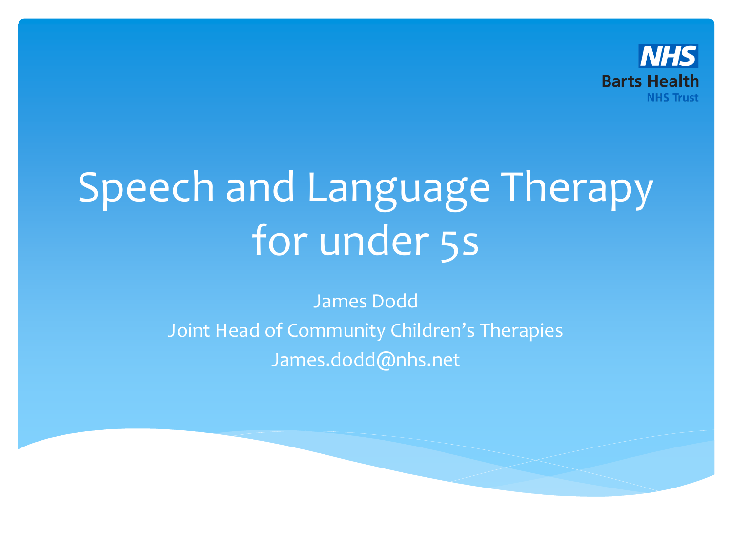NHS
Barts Health
NHS Trust

# Speech and Language Therapy for under 5s

James Dodd

Joint Head of Community Children's Therapies

James.dodd@nhs.net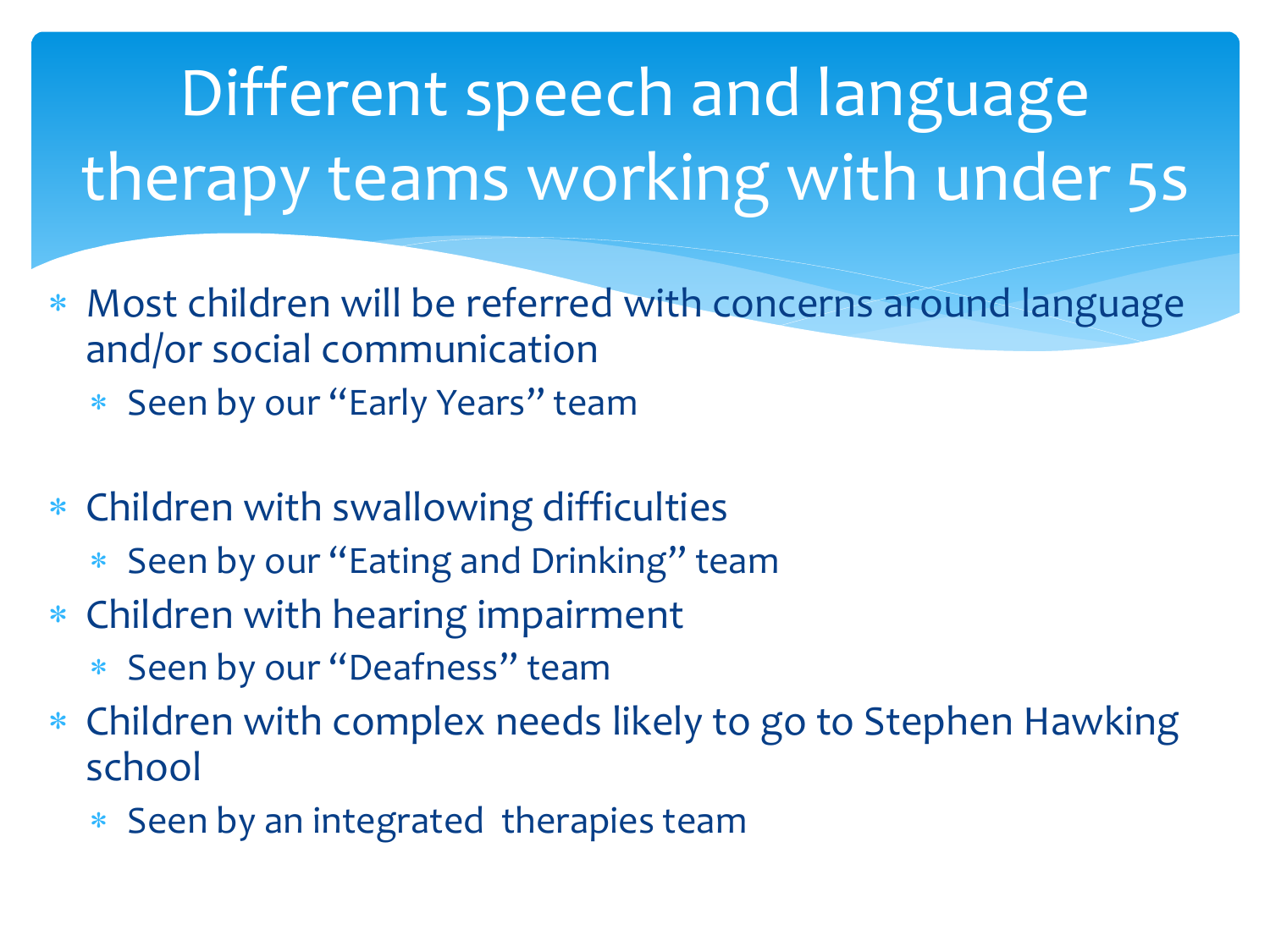# Different speech and language therapy teams working with under 5s

- Most children will be referred with concerns around language and/or social communication
  - Seen by our "Early Years" team
- Children with swallowing difficulties
  - Seen by our "Eating and Drinking" team
- Children with hearing impairment
  - Seen by our "Deafness" team
- Children with complex needs likely to go to Stephen Hawking school
  - Seen by an integrated therapies team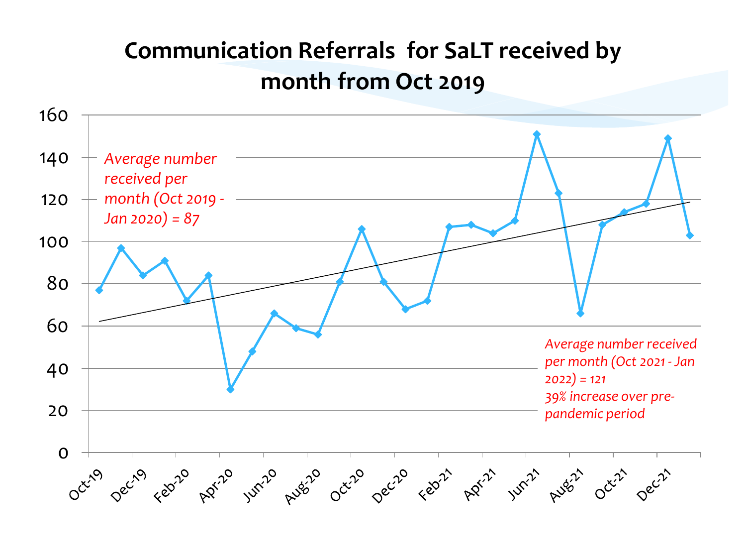## Communication Referrals for SaLT received by month from Oct 2019

*Average number received per month (Oct 2019 - Jan 2020) = 87*

*Average number received per month (Oct 2021 - Jan 2022) = 121*
*39% increase over pre-pandemic period*

| Month | Referrals |
|---|---|
| Oct-19 | 77 |
| Nov-19 | 97 |
| Dec-19 | 84 |
| Jan-20 | 91 |
| Feb-20 | 72 |
| Mar-20 | 84 |
| Apr-20 | 30 |
| May-20 | 48 |
| Jun-20 | 66 |
| Jul-20 | 59 |
| Aug-20 | 56 |
| Sep-20 | 81 |
| Oct-20 | 106 |
| Nov-20 | 81 |
| Dec-20 | 68 |
| Jan-21 | 72 |
| Feb-21 | 107 |
| Mar-21 | 108 |
| Apr-21 | 104 |
| May-21 | 110 |
| Jun-21 | 151 |
| Jul-21 | 123 |
| Aug-21 | 66 |
| Sep-21 | 108 |
| Oct-21 | 114 |
| Nov-21 | 118 |
| Dec-21 | 149 |
| Jan-22 | 103 |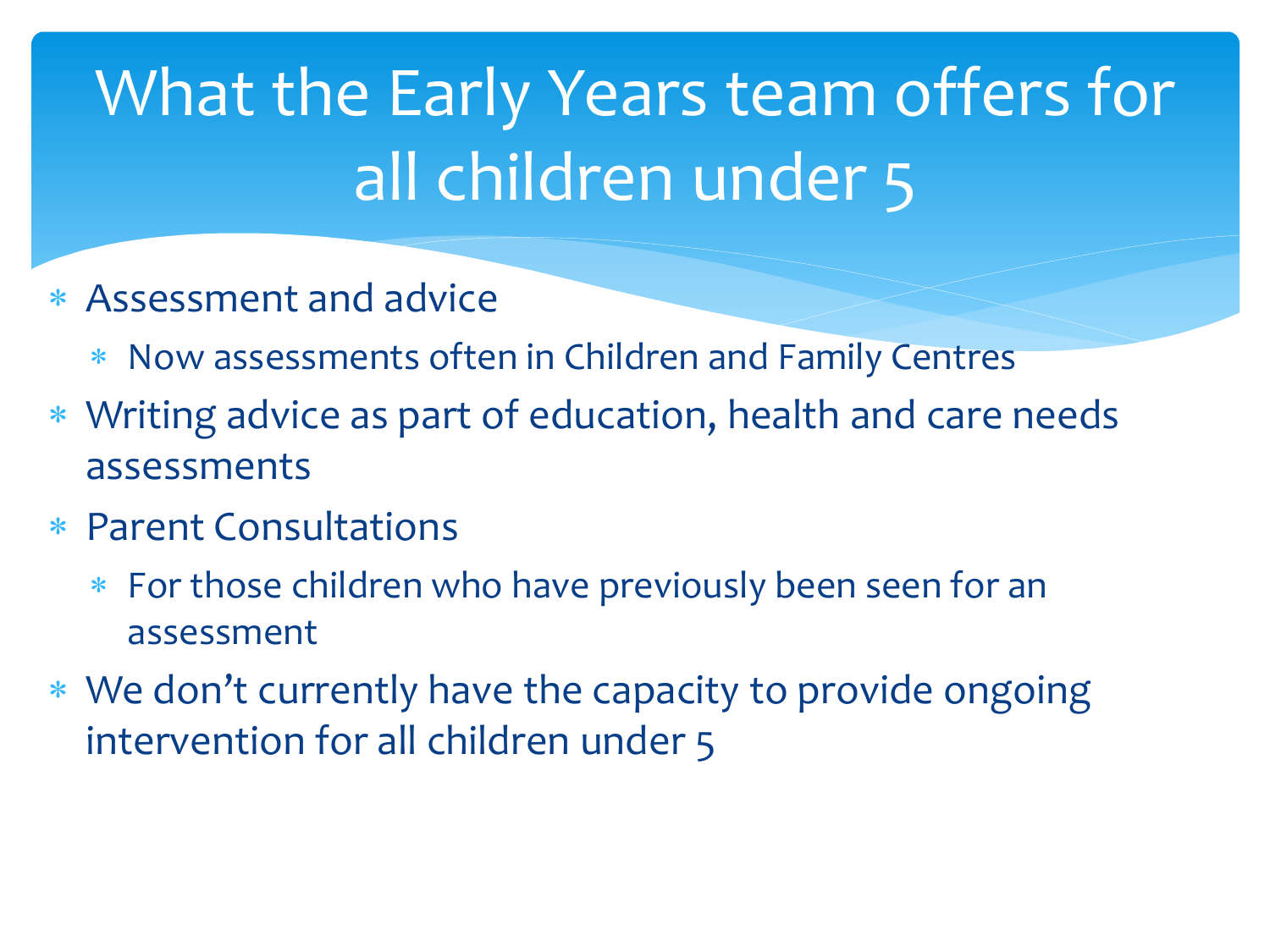# What the Early Years team offers for all children under 5

- Assessment and advice
  - Now assessments often in Children and Family Centres
- Writing advice as part of education, health and care needs assessments
- Parent Consultations
  - For those children who have previously been seen for an assessment
- We don't currently have the capacity to provide ongoing intervention for all children under 5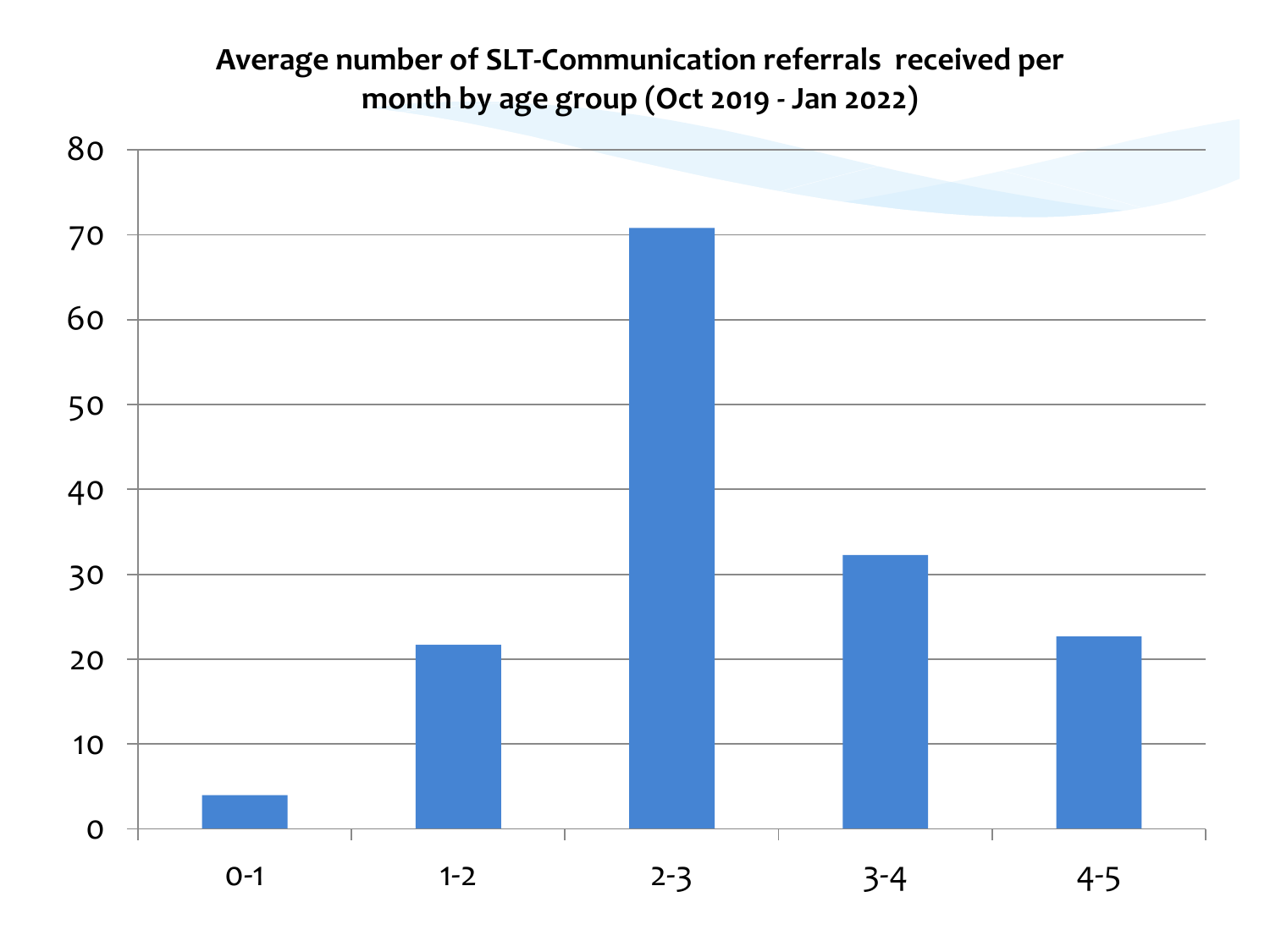**Average number of SLT-Communication referrals received per month by age group (Oct 2019 - Jan 2022)**

| Age group | Average referrals per month |
| --- | --- |
| 0-1 | 4 |
| 1-2 | 22 |
| 2-3 | 71 |
| 3-4 | 32 |
| 4-5 | 23 |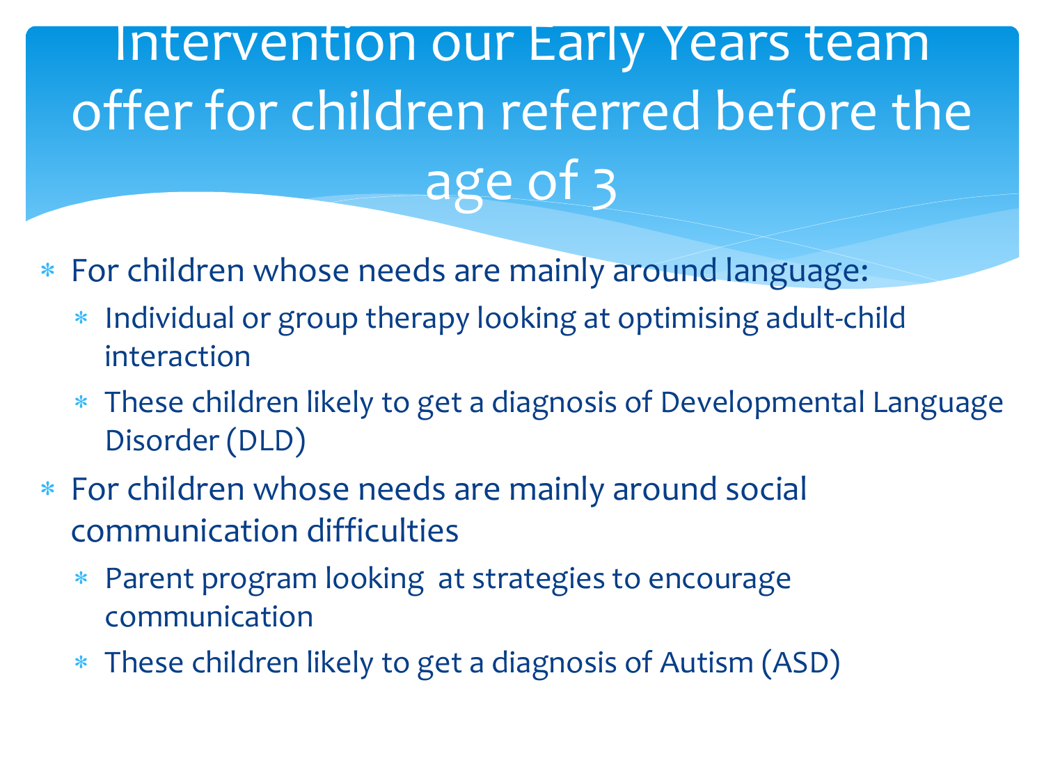# Intervention our Early Years team offer for children referred before the age of 3

- For children whose needs are mainly around language:
  - Individual or group therapy looking at optimising adult-child interaction
  - These children likely to get a diagnosis of Developmental Language Disorder (DLD)
- For children whose needs are mainly around social communication difficulties
  - Parent program looking  at strategies to encourage communication
  - These children likely to get a diagnosis of Autism (ASD)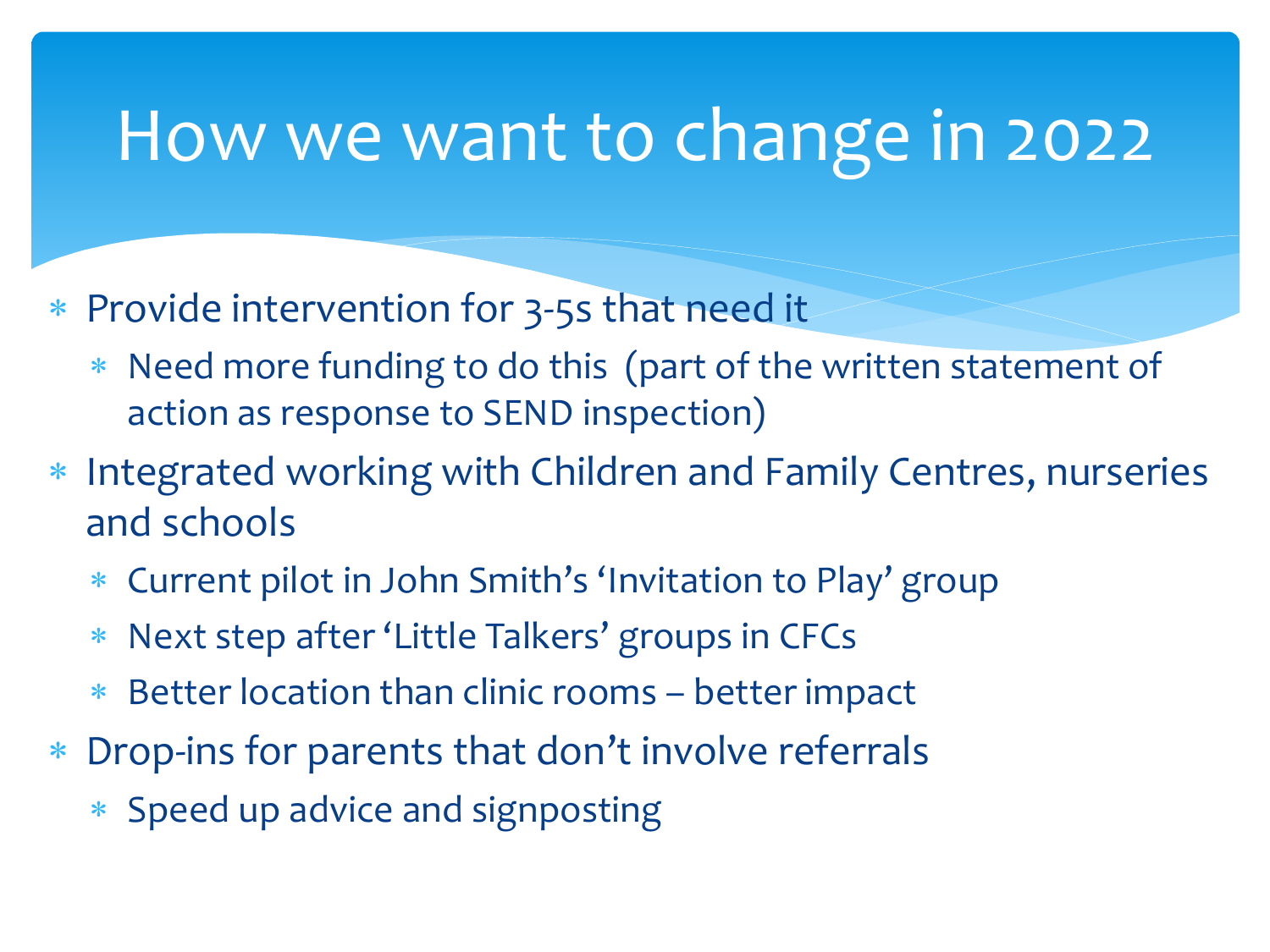# How we want to change in 2022

- Provide intervention for 3-5s that need it
  - Need more funding to do this (part of the written statement of action as response to SEND inspection)
- Integrated working with Children and Family Centres, nurseries and schools
  - Current pilot in John Smith's 'Invitation to Play' group
  - Next step after 'Little Talkers' groups in CFCs
  - Better location than clinic rooms – better impact
- Drop-ins for parents that don't involve referrals
  - Speed up advice and signposting